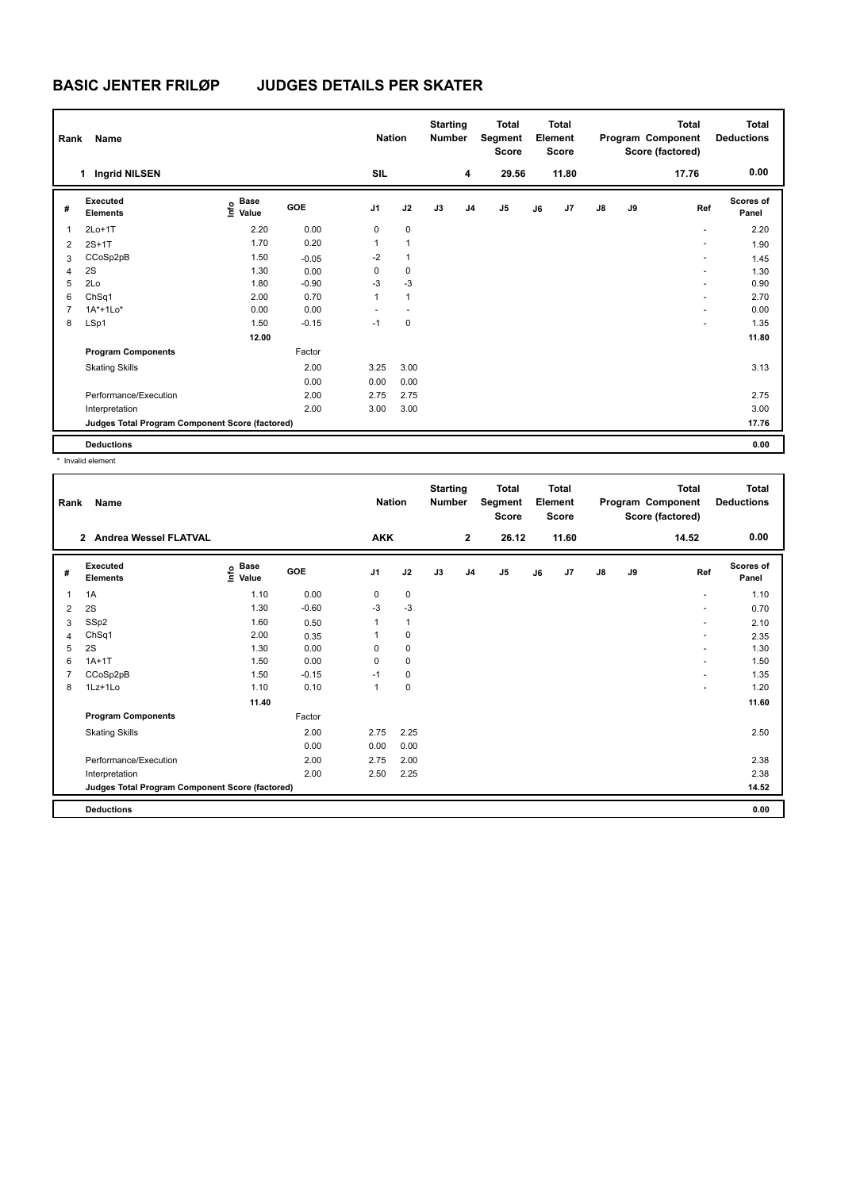# BASIC JENTER FRILØP JUDGES DETAILS PER SKATER

| Rank | Name | Nation | Starting Number | Total Segment Score | Total Element Score | Total Program Component Score (factored) | Total Deductions |
|---|---|---|---|---|---|---|---|
| 1 | Ingrid NILSEN | SIL | 4 | 29.56 | 11.80 | 17.76 | 0.00 |

| # | Executed Elements | Info | Base Value | GOE | J1 | J2 | J3 | J4 | J5 | J6 | J7 | J8 | J9 | Ref | Scores of Panel |
|---|---|---|---|---|---|---|---|---|---|---|---|---|---|---|---|
| 1 | 2Lo+1T | | 2.20 | 0.00 | 0 | 0 | | | | | | | | - | 2.20 |
| 2 | 2S+1T | | 1.70 | 0.20 | 1 | 1 | | | | | | | | - | 1.90 |
| 3 | CCoSp2pB | | 1.50 | -0.05 | -2 | 1 | | | | | | | | - | 1.45 |
| 4 | 2S | | 1.30 | 0.00 | 0 | 0 | | | | | | | | - | 1.30 |
| 5 | 2Lo | | 1.80 | -0.90 | -3 | -3 | | | | | | | | - | 0.90 |
| 6 | ChSq1 | | 2.00 | 0.70 | 1 | 1 | | | | | | | | - | 2.70 |
| 7 | 1A*+1Lo* | | 0.00 | 0.00 | - | - | | | | | | | | - | 0.00 |
| 8 | LSp1 | | 1.50 | -0.15 | -1 | 0 | | | | | | | | - | 1.35 |
| | | | 12.00 | | | | | | | | | | | | 11.80 |
| | **Program Components** | | | Factor | | | | | | | | | | | |
| | Skating Skills | | | 2.00 | 3.25 | 3.00 | | | | | | | | | 3.13 |
| | | | | 0.00 | 0.00 | 0.00 | | | | | | | | | |
| | Performance/Execution | | | 2.00 | 2.75 | 2.75 | | | | | | | | | 2.75 |
| | Interpretation | | | 2.00 | 3.00 | 3.00 | | | | | | | | | 3.00 |
| | **Judges Total Program Component Score (factored)** | | | | | | | | | | | | | | 17.76 |
| | **Deductions** | | | | | | | | | | | | | | 0.00 |

* Invalid element

| Rank | Name | Nation | Starting Number | Total Segment Score | Total Element Score | Total Program Component Score (factored) | Total Deductions |
|---|---|---|---|---|---|---|---|
| 2 | Andrea Wessel FLATVAL | AKK | 2 | 26.12 | 11.60 | 14.52 | 0.00 |

| # | Executed Elements | Info | Base Value | GOE | J1 | J2 | J3 | J4 | J5 | J6 | J7 | J8 | J9 | Ref | Scores of Panel |
|---|---|---|---|---|---|---|---|---|---|---|---|---|---|---|---|
| 1 | 1A | | 1.10 | 0.00 | 0 | 0 | | | | | | | | - | 1.10 |
| 2 | 2S | | 1.30 | -0.60 | -3 | -3 | | | | | | | | - | 0.70 |
| 3 | SSp2 | | 1.60 | 0.50 | 1 | 1 | | | | | | | | - | 2.10 |
| 4 | ChSq1 | | 2.00 | 0.35 | 1 | 0 | | | | | | | | - | 2.35 |
| 5 | 2S | | 1.30 | 0.00 | 0 | 0 | | | | | | | | - | 1.30 |
| 6 | 1A+1T | | 1.50 | 0.00 | 0 | 0 | | | | | | | | - | 1.50 |
| 7 | CCoSp2pB | | 1.50 | -0.15 | -1 | 0 | | | | | | | | - | 1.35 |
| 8 | 1Lz+1Lo | | 1.10 | 0.10 | 1 | 0 | | | | | | | | - | 1.20 |
| | | | 11.40 | | | | | | | | | | | | 11.60 |
| | **Program Components** | | | Factor | | | | | | | | | | | |
| | Skating Skills | | | 2.00 | 2.75 | 2.25 | | | | | | | | | 2.50 |
| | | | | 0.00 | 0.00 | 0.00 | | | | | | | | | |
| | Performance/Execution | | | 2.00 | 2.75 | 2.00 | | | | | | | | | 2.38 |
| | Interpretation | | | 2.00 | 2.50 | 2.25 | | | | | | | | | 2.38 |
| | **Judges Total Program Component Score (factored)** | | | | | | | | | | | | | | 14.52 |
| | **Deductions** | | | | | | | | | | | | | | 0.00 |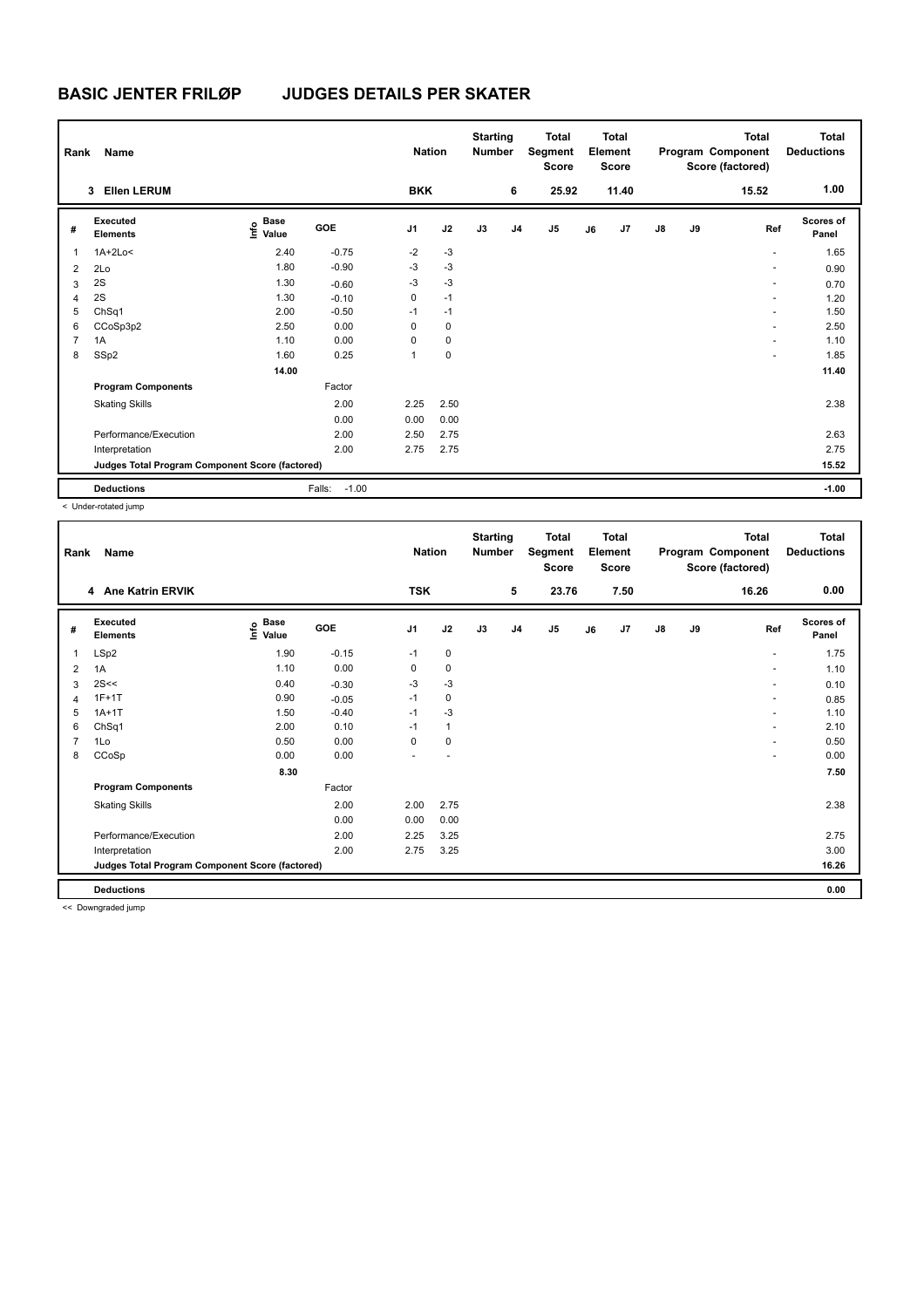# BASIC JENTER FRILØP JUDGES DETAILS PER SKATER

| Rank | Name | Nation | Starting Number | Total Segment Score | Total Element Score | Total Program Component Score (factored) | Total Deductions |
|---|---|---|---|---|---|---|---|
| 3 | Ellen LERUM | BKK | 6 | 25.92 | 11.40 | 15.52 | 1.00 |

| # | Executed Elements | Info | Base Value | GOE | J1 | J2 | J3 | J4 | J5 | J6 | J7 | J8 | J9 | Ref | Scores of Panel |
|---|---|---|---|---|---|---|---|---|---|---|---|---|---|---|---|
| 1 | 1A+2Lo< | | 2.40 | -0.75 | -2 | -3 | | | | | | | | - | 1.65 |
| 2 | 2Lo | | 1.80 | -0.90 | -3 | -3 | | | | | | | | - | 0.90 |
| 3 | 2S | | 1.30 | -0.60 | -3 | -3 | | | | | | | | - | 0.70 |
| 4 | 2S | | 1.30 | -0.10 | 0 | -1 | | | | | | | | - | 1.20 |
| 5 | ChSq1 | | 2.00 | -0.50 | -1 | -1 | | | | | | | | - | 1.50 |
| 6 | CCoSp3p2 | | 2.50 | 0.00 | 0 | 0 | | | | | | | | - | 2.50 |
| 7 | 1A | | 1.10 | 0.00 | 0 | 0 | | | | | | | | - | 1.10 |
| 8 | SSp2 | | 1.60 | 0.25 | 1 | 0 | | | | | | | | - | 1.85 |
| | | | 14.00 | | | | | | | | | | | | 11.40 |
| | **Program Components** | | | Factor | | | | | | | | | | | |
| | Skating Skills | | | 2.00 | 2.25 | 2.50 | | | | | | | | | 2.38 |
| | | | | 0.00 | 0.00 | 0.00 | | | | | | | | | |
| | Performance/Execution | | | 2.00 | 2.50 | 2.75 | | | | | | | | | 2.63 |
| | Interpretation | | | 2.00 | 2.75 | 2.75 | | | | | | | | | 2.75 |
| | **Judges Total Program Component Score (factored)** | | | | | | | | | | | | | | 15.52 |
| | **Deductions** | | | Falls: -1.00 | | | | | | | | | | | -1.00 |

< Under-rotated jump

| Rank | Name | Nation | Starting Number | Total Segment Score | Total Element Score | Total Program Component Score (factored) | Total Deductions |
|---|---|---|---|---|---|---|---|
| 4 | Ane Katrin ERVIK | TSK | 5 | 23.76 | 7.50 | 16.26 | 0.00 |

| # | Executed Elements | Info | Base Value | GOE | J1 | J2 | J3 | J4 | J5 | J6 | J7 | J8 | J9 | Ref | Scores of Panel |
|---|---|---|---|---|---|---|---|---|---|---|---|---|---|---|---|
| 1 | LSp2 | | 1.90 | -0.15 | -1 | 0 | | | | | | | | - | 1.75 |
| 2 | 1A | | 1.10 | 0.00 | 0 | 0 | | | | | | | | - | 1.10 |
| 3 | 2S<< | | 0.40 | -0.30 | -3 | -3 | | | | | | | | - | 0.10 |
| 4 | 1F+1T | | 0.90 | -0.05 | -1 | 0 | | | | | | | | - | 0.85 |
| 5 | 1A+1T | | 1.50 | -0.40 | -1 | -3 | | | | | | | | - | 1.10 |
| 6 | ChSq1 | | 2.00 | 0.10 | -1 | 1 | | | | | | | | - | 2.10 |
| 7 | 1Lo | | 0.50 | 0.00 | 0 | 0 | | | | | | | | - | 0.50 |
| 8 | CCoSp | | 0.00 | 0.00 | - | - | | | | | | | | - | 0.00 |
| | | | 8.30 | | | | | | | | | | | | 7.50 |
| | **Program Components** | | | Factor | | | | | | | | | | | |
| | Skating Skills | | | 2.00 | 2.00 | 2.75 | | | | | | | | | 2.38 |
| | | | | 0.00 | 0.00 | 0.00 | | | | | | | | | |
| | Performance/Execution | | | 2.00 | 2.25 | 3.25 | | | | | | | | | 2.75 |
| | Interpretation | | | 2.00 | 2.75 | 3.25 | | | | | | | | | 3.00 |
| | **Judges Total Program Component Score (factored)** | | | | | | | | | | | | | | 16.26 |
| | **Deductions** | | | | | | | | | | | | | | 0.00 |

<< Downgraded jump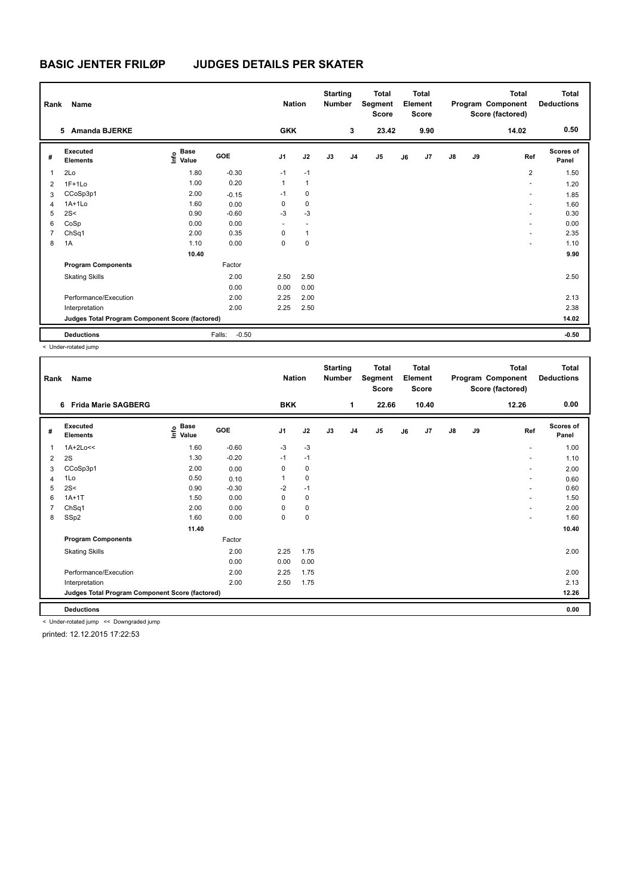# BASIC JENTER FRILØP JUDGES DETAILS PER SKATER

| Rank | Name | Nation | Starting Number | Total Segment Score | Total Element Score | Total Program Component Score (factored) | Total Deductions |
|---|---|---|---|---|---|---|---|
| 5 | Amanda BJERKE | GKK | 3 | 23.42 | 9.90 | 14.02 | 0.50 |

| # | Executed Elements | Info | Base Value | GOE | J1 | J2 | J3 | J4 | J5 | J6 | J7 | J8 | J9 | Ref | Scores of Panel |
|---|---|---|---|---|---|---|---|---|---|---|---|---|---|---|---|
| 1 | 2Lo | | 1.80 | -0.30 | -1 | -1 | | | | | | | | 2 | 1.50 |
| 2 | 1F+1Lo | | 1.00 | 0.20 | 1 | 1 | | | | | | | | - | 1.20 |
| 3 | CCoSp3p1 | | 2.00 | -0.15 | -1 | 0 | | | | | | | | - | 1.85 |
| 4 | 1A+1Lo | | 1.60 | 0.00 | 0 | 0 | | | | | | | | - | 1.60 |
| 5 | 2S< | | 0.90 | -0.60 | -3 | -3 | | | | | | | | - | 0.30 |
| 6 | CoSp | | 0.00 | 0.00 | - | - | | | | | | | | - | 0.00 |
| 7 | ChSq1 | | 2.00 | 0.35 | 0 | 1 | | | | | | | | - | 2.35 |
| 8 | 1A | | 1.10 | 0.00 | 0 | 0 | | | | | | | | - | 1.10 |
| | | | 10.40 | | | | | | | | | | | | 9.90 |
| | Program Components | | | Factor | | | | | | | | | | | |
| | Skating Skills | | | 2.00 | 2.50 | 2.50 | | | | | | | | | 2.50 |
| | | | | 0.00 | 0.00 | 0.00 | | | | | | | | | |
| | Performance/Execution | | | 2.00 | 2.25 | 2.00 | | | | | | | | | 2.13 |
| | Interpretation | | | 2.00 | 2.25 | 2.50 | | | | | | | | | 2.38 |
| | Judges Total Program Component Score (factored) | | | | | | | | | | | | | | 14.02 |
| | Deductions | | | Falls: -0.50 | | | | | | | | | | | -0.50 |

< Under-rotated jump

| Rank | Name | Nation | Starting Number | Total Segment Score | Total Element Score | Total Program Component Score (factored) | Total Deductions |
|---|---|---|---|---|---|---|---|
| 6 | Frida Marie SAGBERG | BKK | 1 | 22.66 | 10.40 | 12.26 | 0.00 |

| # | Executed Elements | Info | Base Value | GOE | J1 | J2 | J3 | J4 | J5 | J6 | J7 | J8 | J9 | Ref | Scores of Panel |
|---|---|---|---|---|---|---|---|---|---|---|---|---|---|---|---|
| 1 | 1A+2Lo<< | | 1.60 | -0.60 | -3 | -3 | | | | | | | | - | 1.00 |
| 2 | 2S | | 1.30 | -0.20 | -1 | -1 | | | | | | | | - | 1.10 |
| 3 | CCoSp3p1 | | 2.00 | 0.00 | 0 | 0 | | | | | | | | - | 2.00 |
| 4 | 1Lo | | 0.50 | 0.10 | 1 | 0 | | | | | | | | - | 0.60 |
| 5 | 2S< | | 0.90 | -0.30 | -2 | -1 | | | | | | | | - | 0.60 |
| 6 | 1A+1T | | 1.50 | 0.00 | 0 | 0 | | | | | | | | - | 1.50 |
| 7 | ChSq1 | | 2.00 | 0.00 | 0 | 0 | | | | | | | | - | 2.00 |
| 8 | SSp2 | | 1.60 | 0.00 | 0 | 0 | | | | | | | | - | 1.60 |
| | | | 11.40 | | | | | | | | | | | | 10.40 |
| | Program Components | | | Factor | | | | | | | | | | | |
| | Skating Skills | | | 2.00 | 2.25 | 1.75 | | | | | | | | | 2.00 |
| | | | | 0.00 | 0.00 | 0.00 | | | | | | | | | |
| | Performance/Execution | | | 2.00 | 2.25 | 1.75 | | | | | | | | | 2.00 |
| | Interpretation | | | 2.00 | 2.50 | 1.75 | | | | | | | | | 2.13 |
| | Judges Total Program Component Score (factored) | | | | | | | | | | | | | | 12.26 |
| | Deductions | | | | | | | | | | | | | | 0.00 |

< Under-rotated jump << Downgraded jump

printed: 12.12.2015 17:22:53